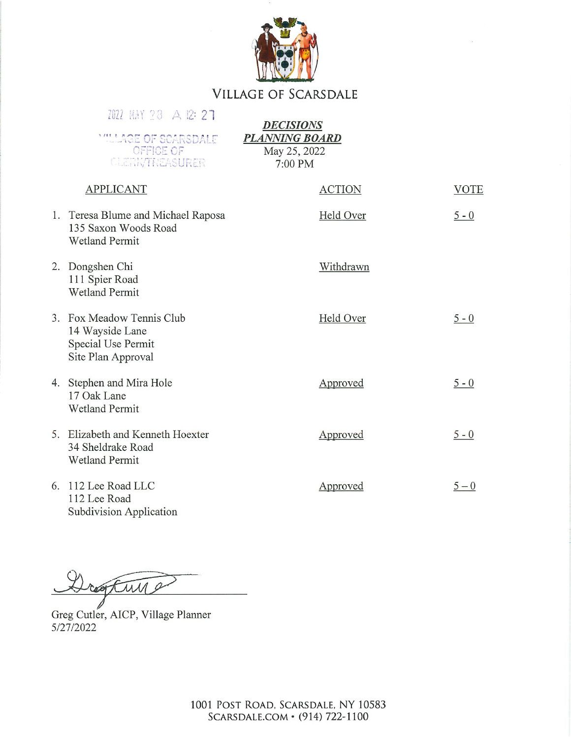# VILLAGE OF SCARSDALE

2022 MAY 28 A 12: 27

VILLAGE OF SCARSDALE
OFFICE OF
CLERK/TREASURER

***DECISIONS***
***PLANNING BOARD***
May 25, 2022
7:00 PM

| APPLICANT | ACTION | VOTE |
|---|---|---|
| 1. Teresa Blume and Michael Raposa<br>135 Saxon Woods Road<br>Wetland Permit | Held Over | 5 - 0 |
| 2. Dongshen Chi<br>111 Spier Road<br>Wetland Permit | Withdrawn | |
| 3. Fox Meadow Tennis Club<br>14 Wayside Lane<br>Special Use Permit<br>Site Plan Approval | Held Over | 5 - 0 |
| 4. Stephen and Mira Hole<br>17 Oak Lane<br>Wetland Permit | Approved | 5 - 0 |
| 5. Elizabeth and Kenneth Hoexter<br>34 Sheldrake Road<br>Wetland Permit | Approved | 5 - 0 |
| 6. 112 Lee Road LLC<br>112 Lee Road<br>Subdivision Application | Approved | 5 – 0 |

Greg Cutler, AICP, Village Planner
5/27/2022

1001 POST ROAD, SCARSDALE, NY 10583
SCARSDALE.COM • (914) 722-1100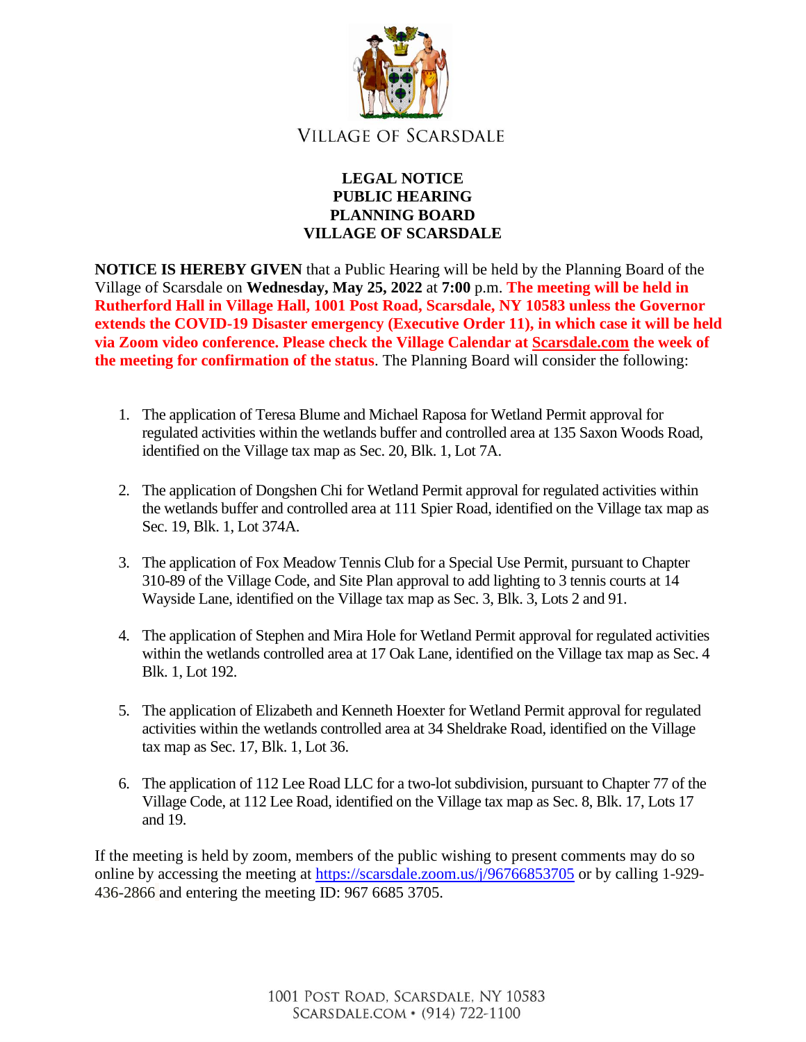VILLAGE OF SCARSDALE

**LEGAL NOTICE**
**PUBLIC HEARING**
**PLANNING BOARD**
**VILLAGE OF SCARSDALE**

**NOTICE IS HEREBY GIVEN** that a Public Hearing will be held by the Planning Board of the Village of Scarsdale on **Wednesday, May 25, 2022** at **7:00** p.m. **The meeting will be held in Rutherford Hall in Village Hall, 1001 Post Road, Scarsdale, NY 10583 unless the Governor extends the COVID-19 Disaster emergency (Executive Order 11), in which case it will be held via Zoom video conference. Please check the Village Calendar at Scarsdale.com the week of the meeting for confirmation of the status**. The Planning Board will consider the following:

1. The application of Teresa Blume and Michael Raposa for Wetland Permit approval for regulated activities within the wetlands buffer and controlled area at 135 Saxon Woods Road, identified on the Village tax map as Sec. 20, Blk. 1, Lot 7A.

2. The application of Dongshen Chi for Wetland Permit approval for regulated activities within the wetlands buffer and controlled area at 111 Spier Road, identified on the Village tax map as Sec. 19, Blk. 1, Lot 374A.

3. The application of Fox Meadow Tennis Club for a Special Use Permit, pursuant to Chapter 310-89 of the Village Code, and Site Plan approval to add lighting to 3 tennis courts at 14 Wayside Lane, identified on the Village tax map as Sec. 3, Blk. 3, Lots 2 and 91.

4. The application of Stephen and Mira Hole for Wetland Permit approval for regulated activities within the wetlands controlled area at 17 Oak Lane, identified on the Village tax map as Sec. 4 Blk. 1, Lot 192.

5. The application of Elizabeth and Kenneth Hoexter for Wetland Permit approval for regulated activities within the wetlands controlled area at 34 Sheldrake Road, identified on the Village tax map as Sec. 17, Blk. 1, Lot 36.

6. The application of 112 Lee Road LLC for a two-lot subdivision, pursuant to Chapter 77 of the Village Code, at 112 Lee Road, identified on the Village tax map as Sec. 8, Blk. 17, Lots 17 and 19.

If the meeting is held by zoom, members of the public wishing to present comments may do so online by accessing the meeting at https://scarsdale.zoom.us/j/96766853705 or by calling 1-929-436-2866 and entering the meeting ID: 967 6685 3705.

1001 POST ROAD, SCARSDALE, NY 10583
SCARSDALE.COM • (914) 722-1100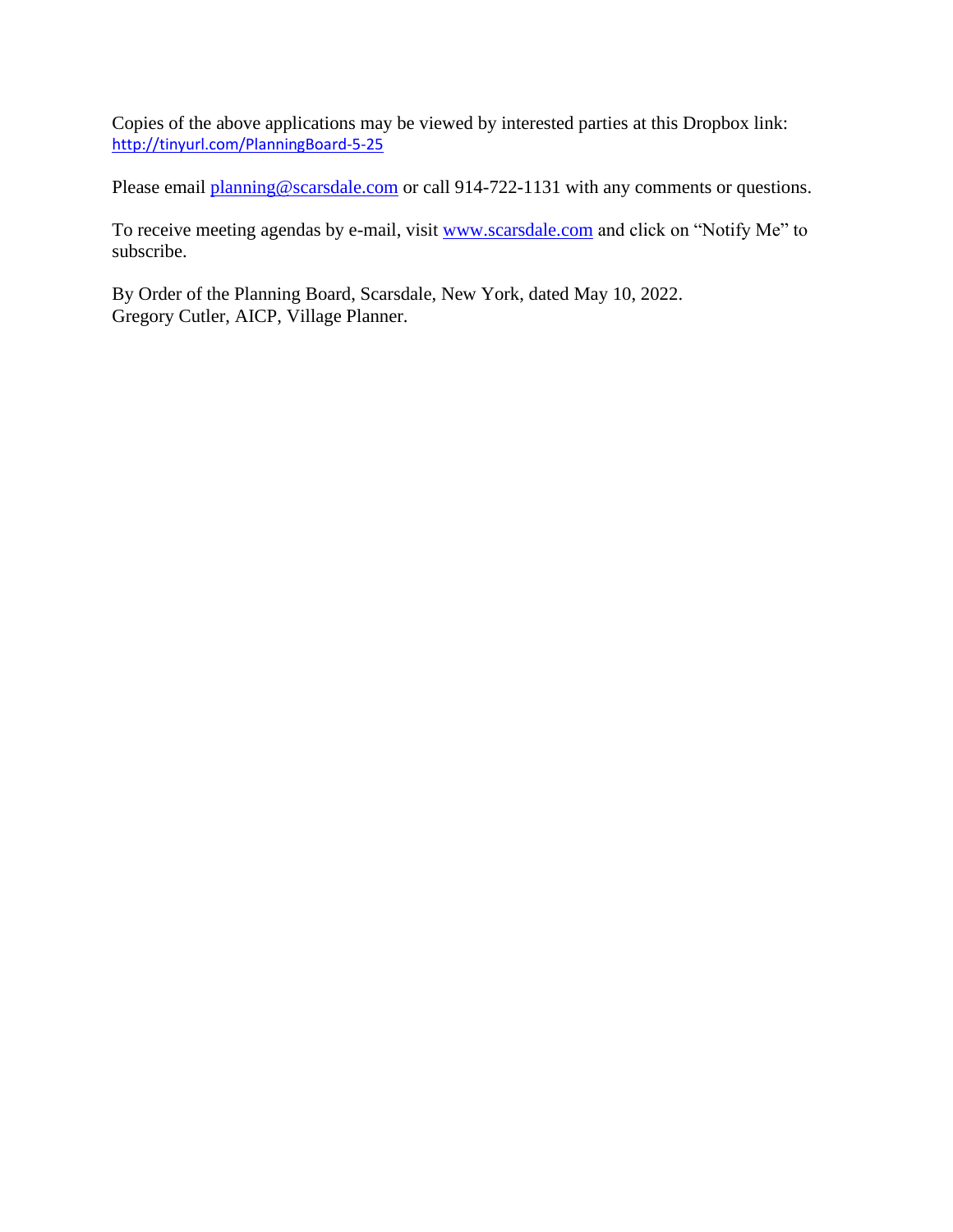Copies of the above applications may be viewed by interested parties at this Dropbox link: http://tinyurl.com/PlanningBoard-5-25

Please email planning@scarsdale.com or call 914-722-1131 with any comments or questions.

To receive meeting agendas by e-mail, visit www.scarsdale.com and click on "Notify Me" to subscribe.

By Order of the Planning Board, Scarsdale, New York, dated May 10, 2022.
Gregory Cutler, AICP, Village Planner.